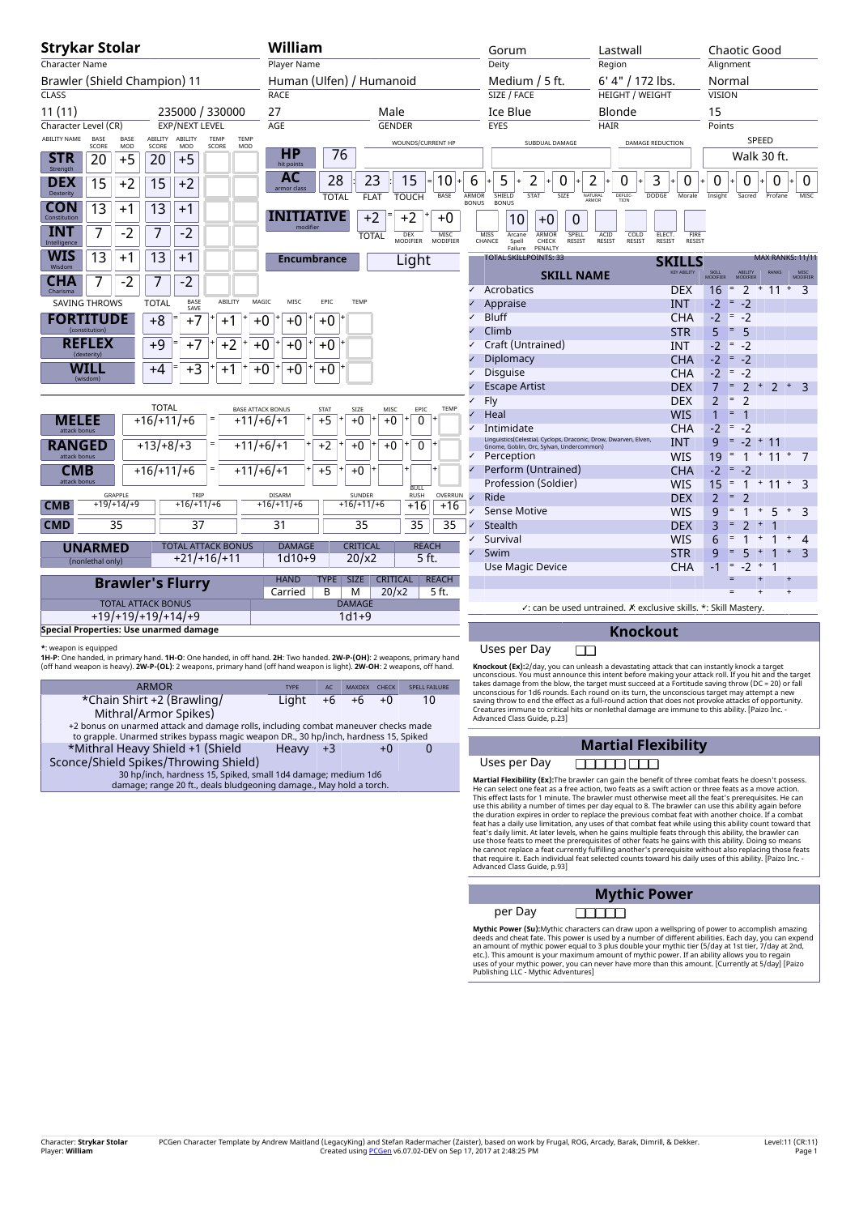# Strykar Stolar

| Character Name | Player Name | Deity | Region | Alignment |
|---|---|---|---|---|
| Strykar Stolar | William | Gorum | Lastwall | Chaotic Good |

| Class | Race | Size / Face | Height / Weight | Vision |
|---|---|---|---|---|
| Brawler (Shield Champion) 11 | Human (Ulfen) / Humanoid | Medium / 5 ft. | 6' 4" / 172 lbs. | Normal |

| Character Level (CR) | EXP/Next Level | Age | Gender | Eyes | Hair | Points |
|---|---|---|---|---|---|---|
| 11 (11) | 235000 / 330000 | 27 | Male | Ice Blue | Blonde | 15 |

## Ability Scores

| Ability Name | Base Score | Base Mod | Ability Score | Ability Mod | Temp Score | Temp Mod |
|---|---|---|---|---|---|---|
| STR (Strength) | 20 | +5 | 20 | +5 | | |
| DEX (Dexterity) | 15 | +2 | 15 | +2 | | |
| CON (Constitution) | 13 | +1 | 13 | +1 | | |
| INT (Intelligence) | 7 | -2 | 7 | -2 | | |
| WIS (Wisdom) | 13 | +1 | 13 | +1 | | |
| CHA (Charisma) | 7 | -2 | 7 | -2 | | |

**HP** (hit points): 76 | Wounds/Current HP: | Subdual Damage: | Damage Reduction: | Speed: Walk 30 ft.

## Armor Class

| AC | Total | Flat | Touch | Base | Armor Bonus | Shield Bonus | Stat | Size | Natural Armor | Deflection | Dodge | Morale | Insight | Sacred | Profane | Misc |
|---|---|---|---|---|---|---|---|---|---|---|---|---|---|---|---|---|
| armor class | 28 | 23 | 15 | 10 | 6 | 5 | 2 | 0 | 2 | 0 | 3 | 0 | 0 | 0 | 0 | 0 |

| Miss Chance | Arcane Spell Failure | Armor Check Penalty | Spell Resist | Acid Resist | Cold Resist | Elect. Resist | Fire Resist |
|---|---|---|---|---|---|---|---|
| | 10 | +0 | 0 | | | | |

**INITIATIVE** (modifier): Total +2 = Dex Modifier +2 + Misc Modifier +0

**Encumbrance**: Light

## Saving Throws

| Saving Throws | Total | Base Save | Ability | Magic | Misc | Epic | Temp |
|---|---|---|---|---|---|---|---|
| FORTITUDE (constitution) | +8 | +7 | +1 | +0 | +0 | +0 | |
| REFLEX (dexterity) | +9 | +7 | +2 | +0 | +0 | +0 | |
| WILL (wisdom) | +4 | +3 | +1 | +0 | +0 | +0 | |

## Attack

| | Total | Base Attack Bonus | Stat | Size | Misc | Epic | Temp |
|---|---|---|---|---|---|---|---|
| MELEE attack bonus | +16/+11/+6 | +11/+6/+1 | +5 | +0 | +0 | 0 | |
| RANGED attack bonus | +13/+8/+3 | +11/+6/+1 | +2 | +0 | +0 | 0 | |
| CMB attack bonus | +16/+11/+6 | +11/+6/+1 | +5 | +0 | | | |

| | Grapple | Trip | Disarm | Sunder | Bull Rush | Overrun |
|---|---|---|---|---|---|---|
| CMB | +19/+14/+9 | +16/+11/+6 | +16/+11/+6 | +16/+11/+6 | +16 | +16 |
| CMD | 35 | 37 | 31 | 35 | 35 | 35 |

| UNARMED (nonlethal only) | Total Attack Bonus | Damage | Critical | Reach |
|---|---|---|---|---|
| | +21/+16/+11 | 1d10+9 | 20/x2 | 5 ft. |

### Brawler's Flurry

| Hand | Type | Size | Critical | Reach |
|---|---|---|---|---|
| Carried | B | M | 20/x2 | 5 ft. |

| Total Attack Bonus | Damage |
|---|---|
| +19/+19/+19/+14/+9 | 1d1+9 |

**Special Properties: Use unarmed damage**

**\***: weapon is equipped
**1H-P**: One handed, in primary hand. **1H-O**: One handed, in off hand. **2H**: Two handed. **2W-P-(OH)**: 2 weapons, primary hand (off hand weapon is heavy). **2W-P-(OL)**: 2 weapons, primary hand (off hand weapon is light). **2W-OH**: 2 weapons, off hand.

## Armor

| Armor | Type | AC | MaxDex | Check | Spell Failure |
|---|---|---|---|---|---|
| *Chain Shirt +2 (Brawling/ Mithral/Armor Spikes) | Light | +6 | +6 | +0 | 10 |
| +2 bonus on unarmed attack and damage rolls, including combat maneuver checks made to grapple. Unarmed strikes bypass magic weapon DR., 30 hp/inch, hardness 15, Spiked | | | | | |
| *Mithral Heavy Shield +1 (Shield Sconce/Shield Spikes/Throwing Shield) | Heavy | +3 | | +0 | 0 |
| 30 hp/inch, hardness 15, Spiked, shield small 1d4 damage; medium 1d6 damage; range 20 ft., deals bludgeoning damage., May hold a torch. | | | | | |

## Skills

TOTAL SKILLPOINTS: 33 — MAX RANKS: 11/11

| | Skill Name | Key Ability | Skill Modifier | Ability Modifier | Ranks | Misc Modifier |
|---|---|---|---|---|---|---|
| ✓ | Acrobatics | DEX | 16 | 2 | 11 | 3 |
| ✓ | Appraise | INT | -2 | -2 | | |
| ✓ | Bluff | CHA | -2 | -2 | | |
| ✓ | Climb | STR | 5 | 5 | | |
| ✓ | Craft (Untrained) | INT | -2 | -2 | | |
| ✓ | Diplomacy | CHA | -2 | -2 | | |
| ✓ | Disguise | CHA | -2 | -2 | | |
| ✓ | Escape Artist | DEX | 7 | 2 | 2 | 3 |
| ✓ | Fly | DEX | 2 | 2 | | |
| ✓ | Heal | WIS | 1 | 1 | | |
| ✓ | Intimidate | CHA | -2 | -2 | | |
| | Linguistics(Celestial, Cyclops, Draconic, Drow, Dwarven, Elven, Gnome, Goblin, Orc, Sylvan, Undercommon) | INT | 9 | -2 | 11 | |
| ✓ | Perception | WIS | 19 | 1 | 11 | 7 |
| ✓ | Perform (Untrained) | CHA | -2 | -2 | | |
| | Profession (Soldier) | WIS | 15 | 1 | 11 | 3 |
| ✓ | Ride | DEX | 2 | 2 | | |
| ✓ | Sense Motive | WIS | 9 | 1 | 5 | 3 |
| ✓ | Stealth | DEX | 3 | 2 | 1 | |
| ✓ | Survival | WIS | 6 | 1 | 1 | 4 |
| ✓ | Swim | STR | 9 | 5 | 1 | 3 |
| | Use Magic Device | CHA | -1 | -2 | 1 | |

✓: can be used untrained. ✗: exclusive skills. *: Skill Mastery.

## Knockout

Uses per Day ☐☐

**Knockout (Ex):**2/day, you can unleash a devastating attack that can instantly knock a target unconscious. You must announce this intent before making your attack roll. If you hit and the target takes damage from the blow, the target must succeed at a Fortitude saving throw (DC = 20) or fall unconscious for 1d6 rounds. Each round on its turn, the unconscious target may attempt a new saving throw to end the effect as a full-round action that does not provoke attacks of opportunity. Creatures immune to critical hits or nonlethal damage are immune to this ability. [Paizo Inc. - Advanced Class Guide, p.23]

## Martial Flexibility

Uses per Day ☐☐☐☐☐ ☐☐☐

**Martial Flexibility (Ex):**The brawler can gain the benefit of three combat feats he doesn't possess. He can select one feat as a free action, two feats as a swift action or three feats as a move action. This effect lasts for 1 minute. The brawler must otherwise meet all the feat's prerequisites. He can use this ability a number of times per day equal to 8. The brawler can use this ability again before the duration expires in order to replace the previous combat feat with another choice. If a combat feat has a daily use limitation, any uses of that combat feat while using this ability count toward that feat's daily limit. At later levels, when he gains multiple feats through this ability, the brawler can use those feats to meet the prerequisites of other feats he gains with this ability. Doing so means he cannot replace a feat currently fulfilling another's prerequisite without also replacing those feats that require it. Each individual feat selected counts toward his daily uses of this ability. [Paizo Inc. - Advanced Class Guide, p.93]

## Mythic Power

per Day ☐☐☐☐☐

**Mythic Power (Su):**Mythic characters can draw upon a wellspring of power to accomplish amazing deeds and cheat fate. This power is used by a number of different abilities. Each day, you can expend an amount of mythic power equal to 3 plus double your mythic tier (5/day at 1st tier, 7/day at 2nd, etc.). This amount is your maximum amount of mythic power. If an ability allows you to regain uses of your mythic power, you can never have more than this amount. [Currently at 5/day] [Paizo Publishing LLC - Mythic Adventures]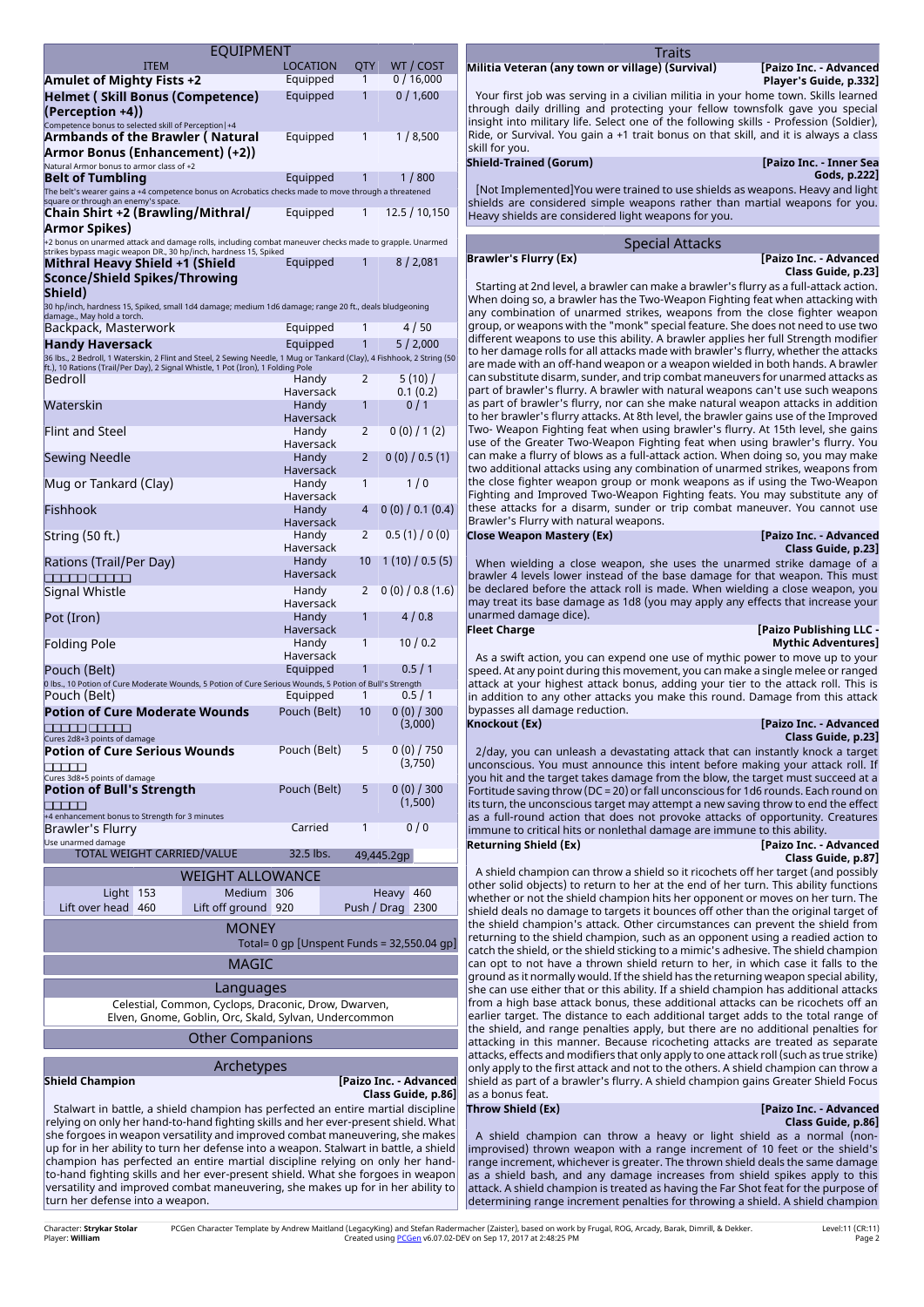## EQUIPMENT

| ITEM | LOCATION | QTY | WT / COST |
|---|---|---|---|
| **Amulet of Mighty Fists +2** | Equipped | 1 | 0 / 16,000 |
| **Helmet ( Skill Bonus (Competence) (Perception +4))**<br>Competence bonus to selected skill of Perception\|+4 | Equipped | 1 | 0 / 1,600 |
| **Armbands of the Brawler ( Natural Armor Bonus (Enhancement) (+2))**<br>Natural Armor bonus to armor class of +2 | Equipped | 1 | 1 / 8,500 |
| **Belt of Tumbling**<br>The belt's wearer gains a +4 competence bonus on Acrobatics checks made to move through a threatened square or through an enemy's space. | Equipped | 1 | 1 / 800 |
| **Chain Shirt +2 (Brawling/Mithral/ Armor Spikes)**<br>+2 bonus on unarmed attack and damage rolls, including combat maneuver checks made to grapple. Unarmed strikes bypass magic weapon DR., 30 hp/inch, hardness 15, Spiked | Equipped | 1 | 12.5 / 10,150 |
| **Mithral Heavy Shield +1 (Shield Sconce/Shield Spikes/Throwing Shield)**<br>30 hp/inch, hardness 15, Spiked, small 1d4 damage; medium 1d6 damage; range 20 ft., deals bludgeoning damage., May hold a torch. | Equipped | 1 | 8 / 2,081 |
| Backpack, Masterwork | Equipped | 1 | 4 / 50 |
| **Handy Haversack**<br>36 lbs., 2 Bedroll, 1 Waterskin, 2 Flint and Steel, 2 Sewing Needle, 1 Mug or Tankard (Clay), 4 Fishhook, 2 String (50 ft.), 10 Rations (Trail/Per Day), 2 Signal Whistle, 1 Pot (Iron), 1 Folding Pole | Equipped | 1 | 5 / 2,000 |
| Bedroll | Handy Haversack | 2 | 5 (10) / 0.1 (0.2) |
| Waterskin | Handy Haversack | 1 | 0 / 1 |
| Flint and Steel | Handy Haversack | 2 | 0 (0) / 1 (2) |
| Sewing Needle | Handy Haversack | 2 | 0 (0) / 0.5 (1) |
| Mug or Tankard (Clay) | Handy Haversack | 1 | 1 / 0 |
| Fishhook | Handy Haversack | 4 | 0 (0) / 0.1 (0.4) |
| String (50 ft.) | Handy Haversack | 2 | 0.5 (1) / 0 (0) |
| Rations (Trail/Per Day) ☐☐☐☐☐☐☐☐☐☐ | Handy Haversack | 10 | 1 (10) / 0.5 (5) |
| Signal Whistle | Handy Haversack | 2 | 0 (0) / 0.8 (1.6) |
| Pot (Iron) | Handy Haversack | 1 | 4 / 0.8 |
| Folding Pole | Handy Haversack | 1 | 10 / 0.2 |
| Pouch (Belt)<br>0 lbs., 10 Potion of Cure Moderate Wounds, 5 Potion of Cure Serious Wounds, 5 Potion of Bull's Strength | Equipped | 1 | 0.5 / 1 |
| Pouch (Belt) | Equipped | 1 | 0.5 / 1 |
| **Potion of Cure Moderate Wounds** ☐☐☐☐☐☐☐☐☐☐<br>Cures 2d8+3 points of damage | Pouch (Belt) | 10 | 0 (0) / 300 (3,000) |
| **Potion of Cure Serious Wounds** ☐☐☐☐☐<br>Cures 3d8+5 points of damage | Pouch (Belt) | 5 | 0 (0) / 750 (3,750) |
| **Potion of Bull's Strength** ☐☐☐☐☐<br>+4 enhancement bonus to Strength for 3 minutes | Pouch (Belt) | 5 | 0 (0) / 300 (1,500) |
| Brawler's Flurry<br>Use unarmed damage | Carried | 1 | 0 / 0 |
| TOTAL WEIGHT CARRIED/VALUE | | 32.5 lbs. | 49,445.2gp |

## WEIGHT ALLOWANCE

| | | | | | |
|---|---|---|---|---|---|
| Light | 153 | Medium | 306 | Heavy | 460 |
| Lift over head | 460 | Lift off ground | 920 | Push / Drag | 2300 |

## MONEY

Total= 0 gp [Unspent Funds = 32,550.04 gp]

## MAGIC

## Languages

Celestial, Common, Cyclops, Draconic, Drow, Dwarven, Elven, Gnome, Goblin, Orc, Skald, Sylvan, Undercommon

## Other Companions

## Archetypes

**Shield Champion** — **[Paizo Inc. - Advanced Class Guide, p.86]**

Stalwart in battle, a shield champion has perfected an entire martial discipline relying on only her hand-to-hand fighting skills and her ever-present shield. What she forgoes in weapon versatility and improved combat maneuvering, she makes up for in her ability to turn her defense into a weapon. Stalwart in battle, a shield champion has perfected an entire martial discipline relying on only her hand-to-hand fighting skills and her ever-present shield. What she forgoes in weapon versatility and improved combat maneuvering, she makes up for in her ability to turn her defense into a weapon.

## Traits

**Militia Veteran (any town or village) (Survival)** — **[Paizo Inc. - Advanced Player's Guide, p.332]**

Your first job was serving in a civilian militia in your home town. Skills learned through daily drilling and protecting your fellow townsfolk gave you special insight into military life. Select one of the following skills - Profession (Soldier), Ride, or Survival. You gain a +1 trait bonus on that skill, and it is always a class skill for you.

**Shield-Trained (Gorum)** — **[Paizo Inc. - Inner Sea Gods, p.222]**

[Not Implemented]You were trained to use shields as weapons. Heavy and light shields are considered simple weapons rather than martial weapons for you. Heavy shields are considered light weapons for you.

## Special Attacks

**Brawler's Flurry (Ex)** — **[Paizo Inc. - Advanced Class Guide, p.23]**

Starting at 2nd level, a brawler can make a brawler's flurry as a full-attack action. When doing so, a brawler has the Two-Weapon Fighting feat when attacking with any combination of unarmed strikes, weapons from the close fighter weapon group, or weapons with the "monk" special feature. She does not need to use two different weapons to use this ability. A brawler applies her full Strength modifier to her damage rolls for all attacks made with brawler's flurry, whether the attacks are made with an off-hand weapon or a weapon wielded in both hands. A brawler can substitute disarm, sunder, and trip combat maneuvers for unarmed attacks as part of brawler's flurry. A brawler with natural weapons can't use such weapons as part of brawler's flurry, nor can she make natural weapon attacks in addition to her brawler's flurry attacks. At 8th level, the brawler gains use of the Improved Two- Weapon Fighting feat when using brawler's flurry. At 15th level, she gains use of the Greater Two-Weapon Fighting feat when using brawler's flurry. You can make a flurry of blows as a full-attack action. When doing so, you may make two additional attacks using any combination of unarmed strikes, weapons from the close fighter weapon group or monk weapons as if using the Two-Weapon Fighting and Improved Two-Weapon Fighting feats. You may substitute any of these attacks for a disarm, sunder or trip combat maneuver. You cannot use Brawler's Flurry with natural weapons.

**Close Weapon Mastery (Ex)** — **[Paizo Inc. - Advanced Class Guide, p.23]**

When wielding a close weapon, she uses the unarmed strike damage of a brawler 4 levels lower instead of the base damage for that weapon. This must be declared before the attack roll is made. When wielding a close weapon, you may treat its base damage as 1d8 (you may apply any effects that increase your unarmed damage dice).

**Fleet Charge** — **[Paizo Publishing LLC - Mythic Adventures]**

As a swift action, you can expend one use of mythic power to move up to your speed. At any point during this movement, you can make a single melee or ranged attack at your highest attack bonus, adding your tier to the attack roll. This is in addition to any other attacks you make this round. Damage from this attack bypasses all damage reduction.

**Knockout (Ex)** — **[Paizo Inc. - Advanced Class Guide, p.23]**

2/day, you can unleash a devastating attack that can instantly knock a target unconscious. You must announce this intent before making your attack roll. If you hit and the target takes damage from the blow, the target must succeed at a Fortitude saving throw (DC = 20) or fall unconscious for 1d6 rounds. Each round on its turn, the unconscious target may attempt a new saving throw to end the effect as a full-round action that does not provoke attacks of opportunity. Creatures immune to critical hits or nonlethal damage are immune to this ability.

**Returning Shield (Ex)** — **[Paizo Inc. - Advanced Class Guide, p.87]**

A shield champion can throw a shield so it ricochets off her target (and possibly other solid objects) to return to her at the end of her turn. This ability functions whether or not the shield champion hits her opponent or moves on her turn. The shield deals no damage to targets it bounces off other than the original target of the shield champion's attack. Other circumstances can prevent the shield from returning to the shield champion, such as an opponent using a readied action to catch the shield, or the shield sticking to a mimic's adhesive. The shield champion can opt to not have a thrown shield return to her, in which case it falls to the ground as it normally would. If the shield has the returning weapon special ability, she can use either that or this ability. If a shield champion has additional attacks from a high base attack bonus, these additional attacks can be ricochets off an earlier target. The distance to each additional target adds to the total range of the shield, and range penalties apply, but there are no additional penalties for attacking in this manner. Because ricocheting attacks are treated as separate attacks, effects and modifiers that only apply to one attack roll (such as true strike) only apply to the first attack and not to the others. A shield champion can throw a shield as part of a brawler's flurry. A shield champion gains Greater Shield Focus as a bonus feat.

**Throw Shield (Ex)** — **[Paizo Inc. - Advanced Class Guide, p.86]**

A shield champion can throw a heavy or light shield as a normal (non-improvised) thrown weapon with a range increment of 10 feet or the shield's range increment, whichever is greater. The thrown shield deals the same damage as a shield bash, and any damage increases from shield spikes apply to this attack. A shield champion is treated as having the Far Shot feat for the purpose of determining range increment penalties for throwing a shield. A shield champion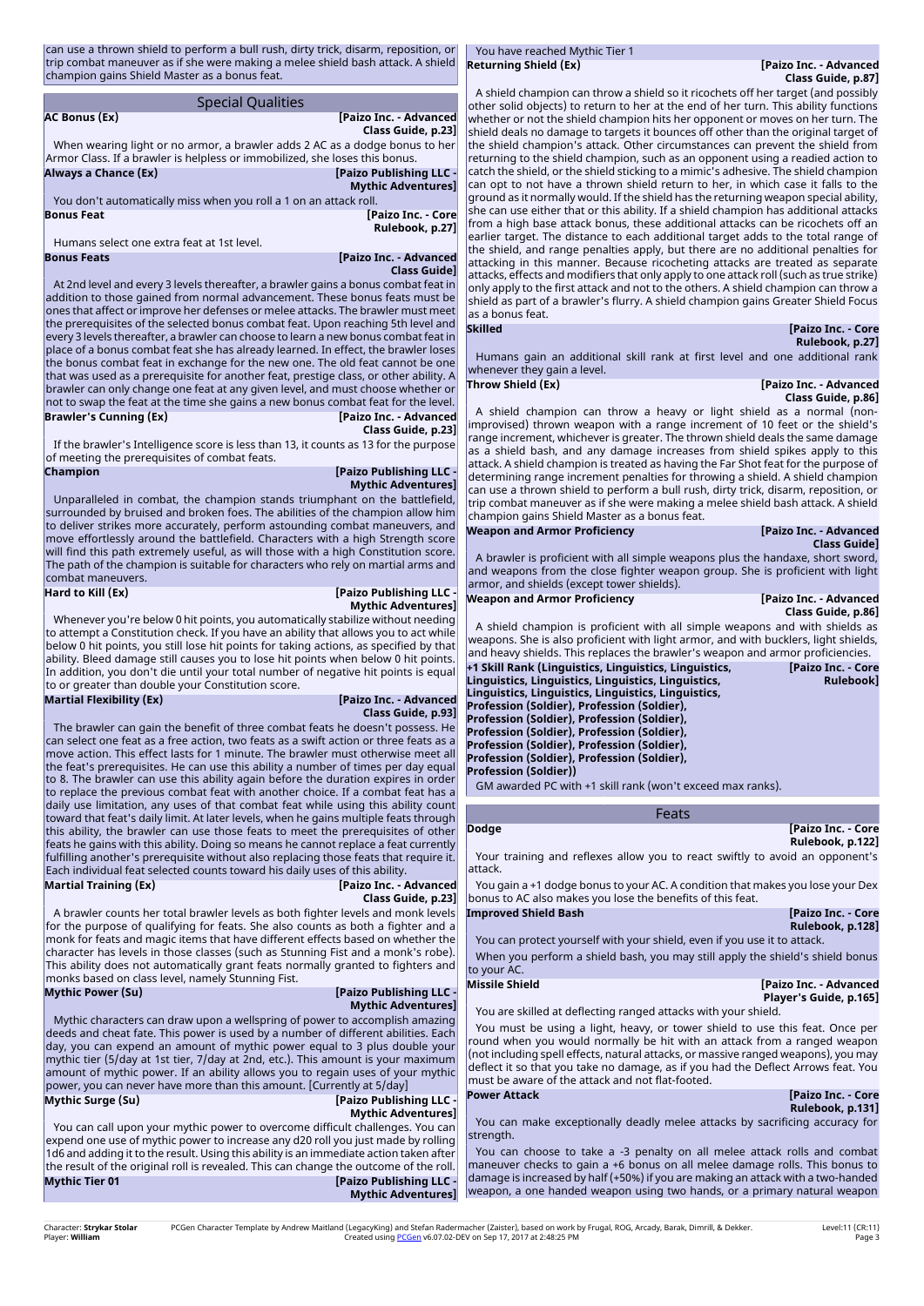can use a thrown shield to perform a bull rush, dirty trick, disarm, reposition, or trip combat maneuver as if she were making a melee shield bash attack. A shield champion gains Shield Master as a bonus feat.

## Special Qualities

**AC Bonus (Ex)** [Paizo Inc. - Advanced Class Guide, p.23]

When wearing light or no armor, a brawler adds 2 AC as a dodge bonus to her Armor Class. If a brawler is helpless or immobilized, she loses this bonus.

**Always a Chance (Ex)** [Paizo Publishing LLC - Mythic Adventures]

You don't automatically miss when you roll a 1 on an attack roll.

**Bonus Feat** [Paizo Inc. - Core Rulebook, p.27]

Humans select one extra feat at 1st level.

**Bonus Feats** [Paizo Inc. - Advanced Class Guide]

At 2nd level and every 3 levels thereafter, a brawler gains a bonus combat feat in addition to those gained from normal advancement. These bonus feats must be ones that affect or improve her defenses or melee attacks. The brawler must meet the prerequisites of the selected bonus combat feat. Upon reaching 5th level and every 3 levels thereafter, a brawler can choose to learn a new bonus combat feat in place of a bonus combat feat she has already learned. In effect, the brawler loses the bonus combat feat in exchange for the new one. The old feat cannot be one that was used as a prerequisite for another feat, prestige class, or other ability. A brawler can only change one feat at any given level, and must choose whether or not to swap the feat at the time she gains a new bonus combat feat for the level.

**Brawler's Cunning (Ex)** [Paizo Inc. - Advanced Class Guide, p.23]

If the brawler's Intelligence score is less than 13, it counts as 13 for the purpose of meeting the prerequisites of combat feats.

**Champion** [Paizo Publishing LLC - Mythic Adventures]

Unparalleled in combat, the champion stands triumphant on the battlefield, surrounded by bruised and broken foes. The abilities of the champion allow him to deliver strikes more accurately, perform astounding combat maneuvers, and move effortlessly around the battlefield. Characters with a high Strength score will find this path extremely useful, as will those with a high Constitution score. The path of the champion is suitable for characters who rely on martial arms and combat maneuvers.

**Hard to Kill (Ex)** [Paizo Publishing LLC - Mythic Adventures]

Whenever you're below 0 hit points, you automatically stabilize without needing to attempt a Constitution check. If you have an ability that allows you to act while below 0 hit points, you still lose hit points for taking actions, as specified by that ability. Bleed damage still causes you to lose hit points when below 0 hit points. In addition, you don't die until your total number of negative hit points is equal to or greater than double your Constitution score.

**Martial Flexibility (Ex)** [Paizo Inc. - Advanced Class Guide, p.93]

The brawler can gain the benefit of three combat feats he doesn't possess. He can select one feat as a free action, two feats as a swift action or three feats as a move action. This effect lasts for 1 minute. The brawler must otherwise meet all the feat's prerequisites. He can use this ability a number of times per day equal to 8. The brawler can use this ability again before the duration expires in order to replace the previous combat feat with another choice. If a combat feat has a daily use limitation, any uses of that combat feat while using this ability count toward that feat's daily limit. At later levels, when he gains multiple feats through this ability, the brawler can use those feats to meet the prerequisites of other feats he gains with this ability. Doing so means he cannot replace a feat currently fulfilling another's prerequisite without also replacing those feats that require it. Each individual feat selected counts toward his daily uses of this ability.

**Martial Training (Ex)** [Paizo Inc. - Advanced Class Guide, p.23]

A brawler counts her total brawler levels as both fighter levels and monk levels for the purpose of qualifying for feats. She also counts as both a fighter and a monk for feats and magic items that have different effects based on whether the character has levels in those classes (such as Stunning Fist and a monk's robe). This ability does not automatically grant feats normally granted to fighters and monks based on class level, namely Stunning Fist.

**Mythic Power (Su)** [Paizo Publishing LLC - Mythic Adventures]

Mythic characters can draw upon a wellspring of power to accomplish amazing deeds and cheat fate. This power is used by a number of different abilities. Each day, you can expend an amount of mythic power equal to 3 plus double your mythic tier (5/day at 1st tier, 7/day at 2nd, etc.). This amount is your maximum amount of mythic power. If an ability allows you to regain uses of your mythic power, you can never have more than this amount. [Currently at 5/day]

**Mythic Surge (Su)** [Paizo Publishing LLC - Mythic Adventures]

You can call upon your mythic power to overcome difficult challenges. You can expend one use of mythic power to increase any d20 roll you just made by rolling 1d6 and adding it to the result. Using this ability is an immediate action taken after the result of the original roll is revealed. This can change the outcome of the roll.

**Mythic Tier 01** [Paizo Publishing LLC - Mythic Adventures]

You have reached Mythic Tier 1

**Returning Shield (Ex)** [Paizo Inc. - Advanced Class Guide, p.87]

A shield champion can throw a shield so it ricochets off her target (and possibly other solid objects) to return to her at the end of her turn. This ability functions whether or not the shield champion hits her opponent or moves on her turn. The shield deals no damage to targets it bounces off other than the original target of the shield champion's attack. Other circumstances can prevent the shield from returning to the shield champion, such as an opponent using a readied action to catch the shield, or the shield sticking to a mimic's adhesive. The shield champion can opt to not have a thrown shield return to her, in which case it falls to the ground as it normally would. If the shield has the returning weapon special ability, she can use either that or this ability. If a shield champion has additional attacks from a high base attack bonus, these additional attacks can be ricochets off an earlier target. The distance to each additional target adds to the total range of the shield, and range penalties apply, but there are no additional penalties for attacking in this manner. Because ricocheting attacks are treated as separate attacks, effects and modifiers that only apply to one attack roll (such as true strike) only apply to the first attack and not to the others. A shield champion can throw a shield as part of a brawler's flurry. A shield champion gains Greater Shield Focus as a bonus feat.

**Skilled** [Paizo Inc. - Core Rulebook, p.27]

Humans gain an additional skill rank at first level and one additional rank whenever they gain a level.

**Throw Shield (Ex)** [Paizo Inc. - Advanced Class Guide, p.86]

A shield champion can throw a heavy or light shield as a normal (non-improvised) thrown weapon with a range increment of 10 feet or the shield's range increment, whichever is greater. The thrown shield deals the same damage as a shield bash, and any damage increases from shield spikes apply to this attack. A shield champion is treated as having the Far Shot feat for the purpose of determining range increment penalties for throwing a shield. A shield champion can use a thrown shield to perform a bull rush, dirty trick, disarm, reposition, or trip combat maneuver as if she were making a melee shield bash attack. A shield champion gains Shield Master as a bonus feat.

**Weapon and Armor Proficiency** [Paizo Inc. - Advanced Class Guide]

A brawler is proficient with all simple weapons plus the handaxe, short sword, and weapons from the close fighter weapon group. She is proficient with light armor, and shields (except tower shields).

**Weapon and Armor Proficiency** [Paizo Inc. - Advanced Class Guide, p.86]

A shield champion is proficient with all simple weapons and with shields as weapons. She is also proficient with light armor, and with bucklers, light shields, and heavy shields. This replaces the brawler's weapon and armor proficiencies.

**+1 Skill Rank (Linguistics, Linguistics, Linguistics, Linguistics, Linguistics, Linguistics, Linguistics, Linguistics, Linguistics, Linguistics, Linguistics, Profession (Soldier), Profession (Soldier), Profession (Soldier), Profession (Soldier), Profession (Soldier), Profession (Soldier), Profession (Soldier), Profession (Soldier), Profession (Soldier), Profession (Soldier), Profession (Soldier))** [Paizo Inc. - Core Rulebook]

GM awarded PC with +1 skill rank (won't exceed max ranks).

## Feats

**Dodge** [Paizo Inc. - Core Rulebook, p.122]

Your training and reflexes allow you to react swiftly to avoid an opponent's attack.

You gain a +1 dodge bonus to your AC. A condition that makes you lose your Dex bonus to AC also makes you lose the benefits of this feat.

**Improved Shield Bash** [Paizo Inc. - Core Rulebook, p.128]

You can protect yourself with your shield, even if you use it to attack.

When you perform a shield bash, you may still apply the shield's shield bonus to your AC.

**Missile Shield** [Paizo Inc. - Advanced Player's Guide, p.165]

You are skilled at deflecting ranged attacks with your shield.

You must be using a light, heavy, or tower shield to use this feat. Once per round when you would normally be hit with an attack from a ranged weapon (not including spell effects, natural attacks, or massive ranged weapons), you may deflect it so that you take no damage, as if you had the Deflect Arrows feat. You must be aware of the attack and not flat-footed.

**Power Attack** [Paizo Inc. - Core Rulebook, p.131]

You can make exceptionally deadly melee attacks by sacrificing accuracy for strength.

You can choose to take a -3 penalty on all melee attack rolls and combat maneuver checks to gain a +6 bonus on all melee damage rolls. This bonus to damage is increased by half (+50%) if you are making an attack with a two-handed weapon, a one handed weapon using two hands, or a primary natural weapon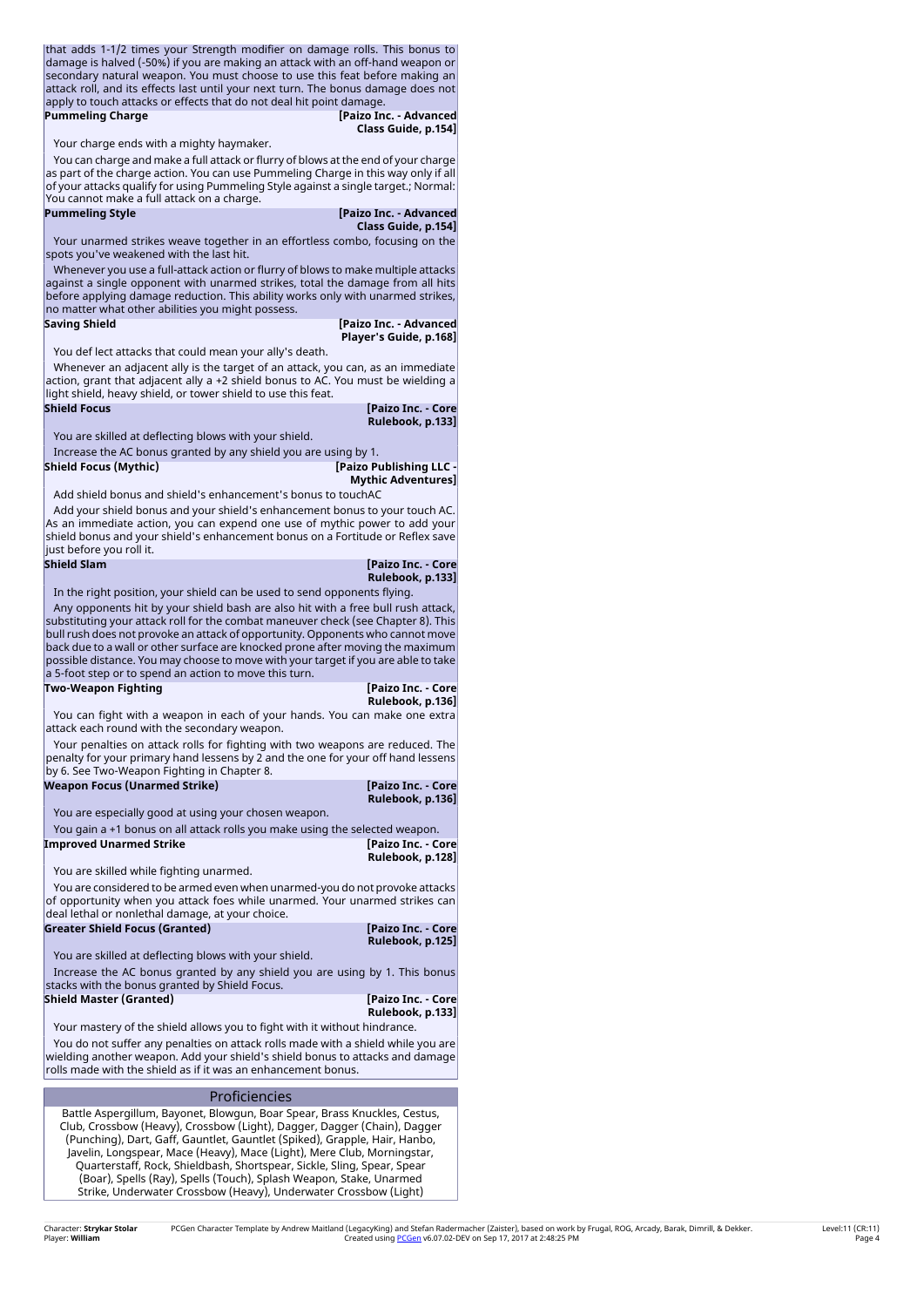that adds 1-1/2 times your Strength modifier on damage rolls. This bonus to damage is halved (-50%) if you are making an attack with an off-hand weapon or secondary natural weapon. You must choose to use this feat before making an attack roll, and its effects last until your next turn. The bonus damage does not apply to touch attacks or effects that do not deal hit point damage.

**Pummeling Charge** **[Paizo Inc. - Advanced Class Guide, p.154]**

Your charge ends with a mighty haymaker.

You can charge and make a full attack or flurry of blows at the end of your charge as part of the charge action. You can use Pummeling Charge in this way only if all of your attacks qualify for using Pummeling Style against a single target.; Normal: You cannot make a full attack on a charge.

**Pummeling Style** **[Paizo Inc. - Advanced Class Guide, p.154]**

Your unarmed strikes weave together in an effortless combo, focusing on the spots you've weakened with the last hit.

Whenever you use a full-attack action or flurry of blows to make multiple attacks against a single opponent with unarmed strikes, total the damage from all hits before applying damage reduction. This ability works only with unarmed strikes, no matter what other abilities you might possess.

**Saving Shield** **[Paizo Inc. - Advanced Player's Guide, p.168]**

You def lect attacks that could mean your ally's death.

Whenever an adjacent ally is the target of an attack, you can, as an immediate action, grant that adjacent ally a +2 shield bonus to AC. You must be wielding a light shield, heavy shield, or tower shield to use this feat.

**Shield Focus** **[Paizo Inc. - Core Rulebook, p.133]**

You are skilled at deflecting blows with your shield.

Increase the AC bonus granted by any shield you are using by 1.

**Shield Focus (Mythic)** **[Paizo Publishing LLC - Mythic Adventures]**

Add shield bonus and shield's enhancement's bonus to touchAC

Add your shield bonus and your shield's enhancement bonus to your touch AC. As an immediate action, you can expend one use of mythic power to add your shield bonus and your shield's enhancement bonus on a Fortitude or Reflex save just before you roll it.

**Shield Slam** **[Paizo Inc. - Core Rulebook, p.133]**

In the right position, your shield can be used to send opponents flying.

Any opponents hit by your shield bash are also hit with a free bull rush attack, substituting your attack roll for the combat maneuver check (see Chapter 8). This bull rush does not provoke an attack of opportunity. Opponents who cannot move back due to a wall or other surface are knocked prone after moving the maximum possible distance. You may choose to move with your target if you are able to take a 5-foot step or to spend an action to move this turn.

**Two-Weapon Fighting** **[Paizo Inc. - Core Rulebook, p.136]**

You can fight with a weapon in each of your hands. You can make one extra attack each round with the secondary weapon.

Your penalties on attack rolls for fighting with two weapons are reduced. The penalty for your primary hand lessens by 2 and the one for your off hand lessens by 6. See Two-Weapon Fighting in Chapter 8.

**Weapon Focus (Unarmed Strike)** **[Paizo Inc. - Core Rulebook, p.136]**

You are especially good at using your chosen weapon.

You gain a +1 bonus on all attack rolls you make using the selected weapon.

**Improved Unarmed Strike** **[Paizo Inc. - Core Rulebook, p.128]**

You are skilled while fighting unarmed.

You are considered to be armed even when unarmed-you do not provoke attacks of opportunity when you attack foes while unarmed. Your unarmed strikes can deal lethal or nonlethal damage, at your choice.

**Greater Shield Focus (Granted)** **[Paizo Inc. - Core Rulebook, p.125]**

You are skilled at deflecting blows with your shield.

Increase the AC bonus granted by any shield you are using by 1. This bonus stacks with the bonus granted by Shield Focus.

**Shield Master (Granted)** **[Paizo Inc. - Core Rulebook, p.133]**

Your mastery of the shield allows you to fight with it without hindrance.

You do not suffer any penalties on attack rolls made with a shield while you are wielding another weapon. Add your shield's shield bonus to attacks and damage rolls made with the shield as if it was an enhancement bonus.

## Proficiencies

Battle Aspergillum, Bayonet, Blowgun, Boar Spear, Brass Knuckles, Cestus, Club, Crossbow (Heavy), Crossbow (Light), Dagger, Dagger (Chain), Dagger (Punching), Dart, Gaff, Gauntlet, Gauntlet (Spiked), Grapple, Hair, Hanbo, Javelin, Longspear, Mace (Heavy), Mace (Light), Mere Club, Morningstar, Quarterstaff, Rock, Shieldbash, Shortspear, Sickle, Sling, Spear, Spear (Boar), Spells (Ray), Spells (Touch), Splash Weapon, Stake, Unarmed Strike, Underwater Crossbow (Heavy), Underwater Crossbow (Light)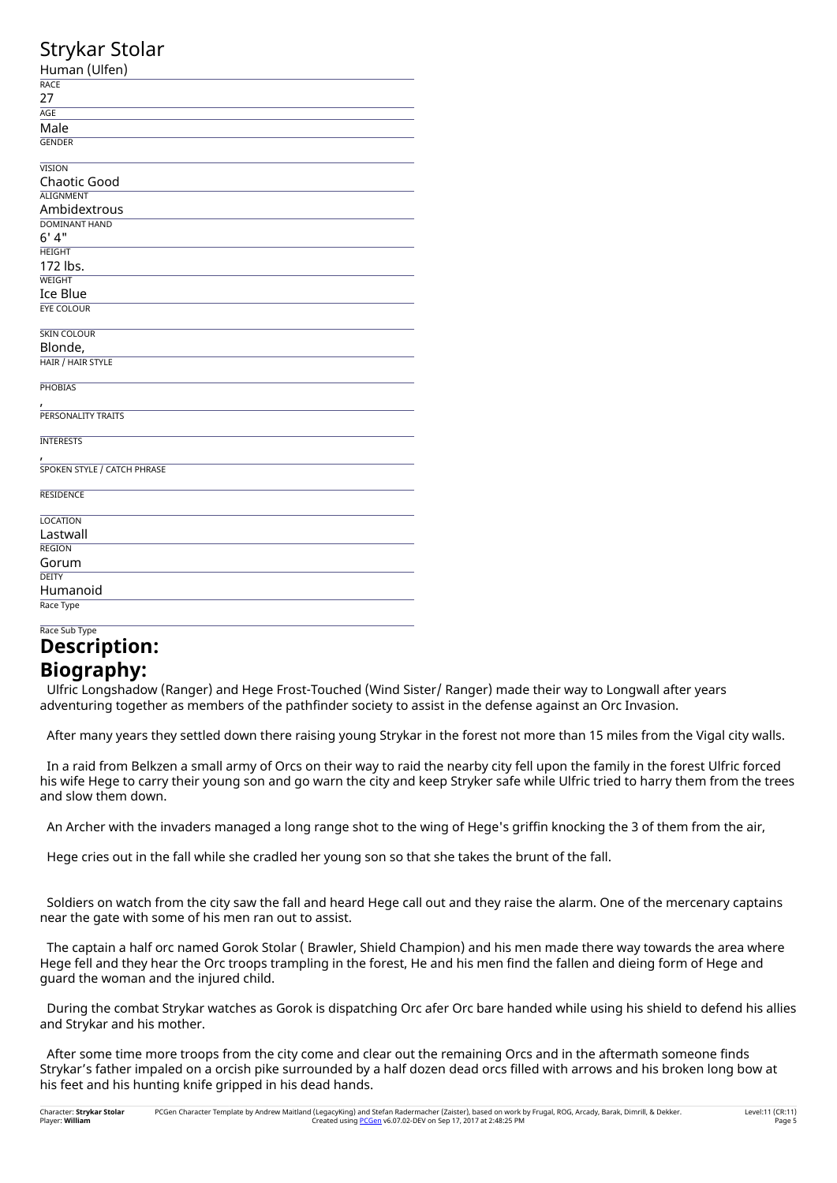# Strykar Stolar

Human (Ulfen)

RACE

27

AGE

Male

GENDER

VISION

Chaotic Good

ALIGNMENT

Ambidextrous

DOMINANT HAND

6' 4"

HEIGHT

172 lbs.

WEIGHT

Ice Blue

EYE COLOUR

SKIN COLOUR

Blonde,

HAIR / HAIR STYLE

PHOBIAS

,

PERSONALITY TRAITS

INTERESTS

,

SPOKEN STYLE / CATCH PHRASE

RESIDENCE

LOCATION

Lastwall

REGION

Gorum

DEITY

Humanoid

Race Type

Race Sub Type

# Description:

# Biography:

Ulfric Longshadow (Ranger) and Hege Frost-Touched (Wind Sister/ Ranger) made their way to Longwall after years adventuring together as members of the pathfinder society to assist in the defense against an Orc Invasion.

After many years they settled down there raising young Strykar in the forest not more than 15 miles from the Vigal city walls.

In a raid from Belkzen a small army of Orcs on their way to raid the nearby city fell upon the family in the forest Ulfric forced his wife Hege to carry their young son and go warn the city and keep Stryker safe while Ulfric tried to harry them from the trees and slow them down.

An Archer with the invaders managed a long range shot to the wing of Hege's griffin knocking the 3 of them from the air,

Hege cries out in the fall while she cradled her young son so that she takes the brunt of the fall.

Soldiers on watch from the city saw the fall and heard Hege call out and they raise the alarm. One of the mercenary captains near the gate with some of his men ran out to assist.

The captain a half orc named Gorok Stolar ( Brawler, Shield Champion) and his men made there way towards the area where Hege fell and they hear the Orc troops trampling in the forest, He and his men find the fallen and dieing form of Hege and guard the woman and the injured child.

During the combat Strykar watches as Gorok is dispatching Orc afer Orc bare handed while using his shield to defend his allies and Strykar and his mother.

After some time more troops from the city come and clear out the remaining Orcs and in the aftermath someone finds Strykar’s father impaled on a orcish pike surrounded by a half dozen dead orcs filled with arrows and his broken long bow at his feet and his hunting knife gripped in his dead hands.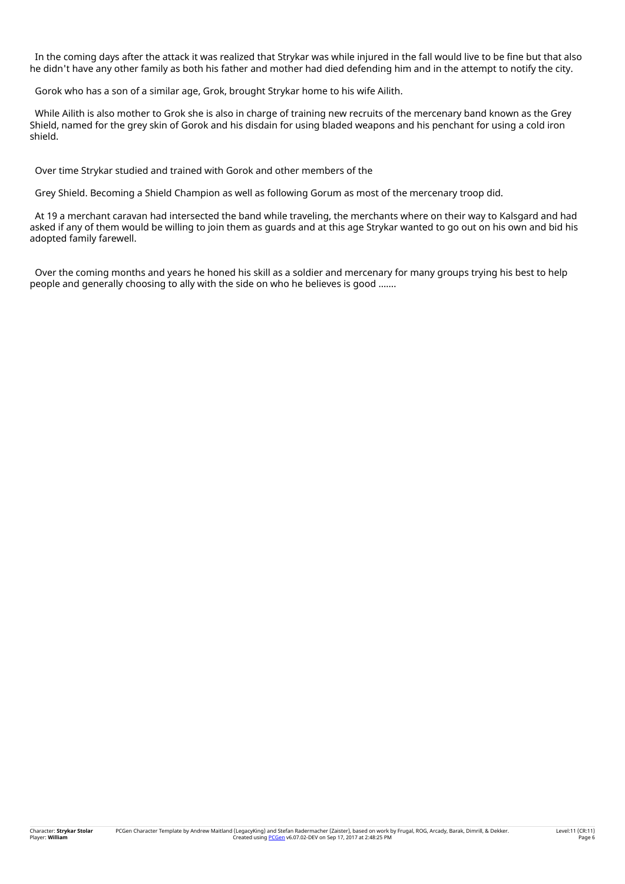In the coming days after the attack it was realized that Strykar was while injured in the fall would live to be fine but that also he didn't have any other family as both his father and mother had died defending him and in the attempt to notify the city.

Gorok who has a son of a similar age, Grok, brought Strykar home to his wife Ailith.

While Ailith is also mother to Grok she is also in charge of training new recruits of the mercenary band known as the Grey Shield, named for the grey skin of Gorok and his disdain for using bladed weapons and his penchant for using a cold iron shield.

Over time Strykar studied and trained with Gorok and other members of the

Grey Shield. Becoming a Shield Champion as well as following Gorum as most of the mercenary troop did.

At 19 a merchant caravan had intersected the band while traveling, the merchants where on their way to Kalsgard and had asked if any of them would be willing to join them as guards and at this age Strykar wanted to go out on his own and bid his adopted family farewell.

Over the coming months and years he honed his skill as a soldier and mercenary for many groups trying his best to help people and generally choosing to ally with the side on who he believes is good .......